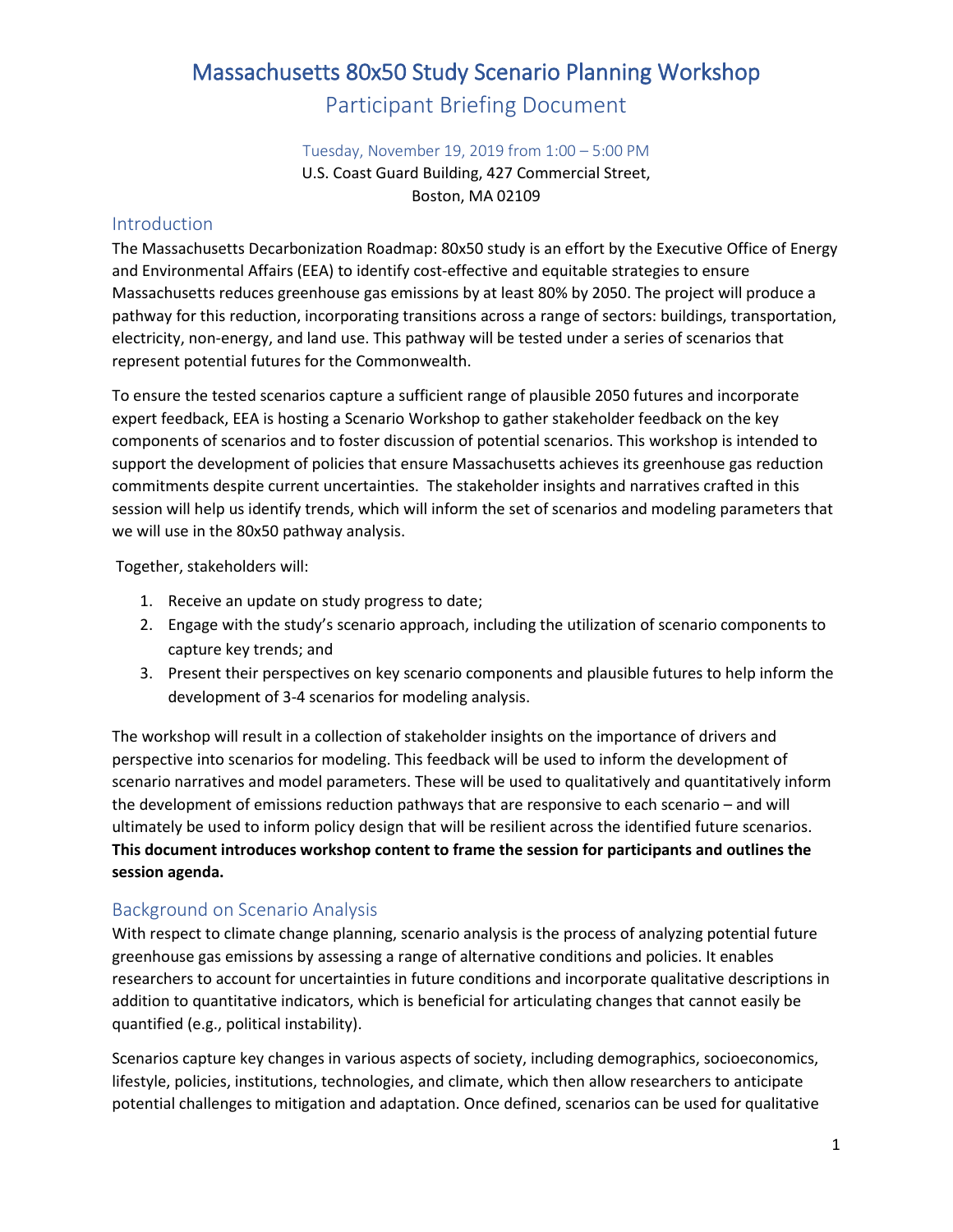# Massachusetts 80x50 Study Scenario Planning Workshop

## Participant Briefing Document

Tuesday, November 19, 2019 from 1:00 – 5:00 PM

U.S. Coast Guard Building, 427 Commercial Street,
Boston, MA 02109

## Introduction

The Massachusetts Decarbonization Roadmap: 80x50 study is an effort by the Executive Office of Energy and Environmental Affairs (EEA) to identify cost-effective and equitable strategies to ensure Massachusetts reduces greenhouse gas emissions by at least 80% by 2050. The project will produce a pathway for this reduction, incorporating transitions across a range of sectors: buildings, transportation, electricity, non-energy, and land use. This pathway will be tested under a series of scenarios that represent potential futures for the Commonwealth.

To ensure the tested scenarios capture a sufficient range of plausible 2050 futures and incorporate expert feedback, EEA is hosting a Scenario Workshop to gather stakeholder feedback on the key components of scenarios and to foster discussion of potential scenarios. This workshop is intended to support the development of policies that ensure Massachusetts achieves its greenhouse gas reduction commitments despite current uncertainties. The stakeholder insights and narratives crafted in this session will help us identify trends, which will inform the set of scenarios and modeling parameters that we will use in the 80x50 pathway analysis.

Together, stakeholders will:

1. Receive an update on study progress to date;
2. Engage with the study's scenario approach, including the utilization of scenario components to capture key trends; and
3. Present their perspectives on key scenario components and plausible futures to help inform the development of 3-4 scenarios for modeling analysis.

The workshop will result in a collection of stakeholder insights on the importance of drivers and perspective into scenarios for modeling. This feedback will be used to inform the development of scenario narratives and model parameters. These will be used to qualitatively and quantitatively inform the development of emissions reduction pathways that are responsive to each scenario – and will ultimately be used to inform policy design that will be resilient across the identified future scenarios. **This document introduces workshop content to frame the session for participants and outlines the session agenda.**

## Background on Scenario Analysis

With respect to climate change planning, scenario analysis is the process of analyzing potential future greenhouse gas emissions by assessing a range of alternative conditions and policies. It enables researchers to account for uncertainties in future conditions and incorporate qualitative descriptions in addition to quantitative indicators, which is beneficial for articulating changes that cannot easily be quantified (e.g., political instability).

Scenarios capture key changes in various aspects of society, including demographics, socioeconomics, lifestyle, policies, institutions, technologies, and climate, which then allow researchers to anticipate potential challenges to mitigation and adaptation. Once defined, scenarios can be used for qualitative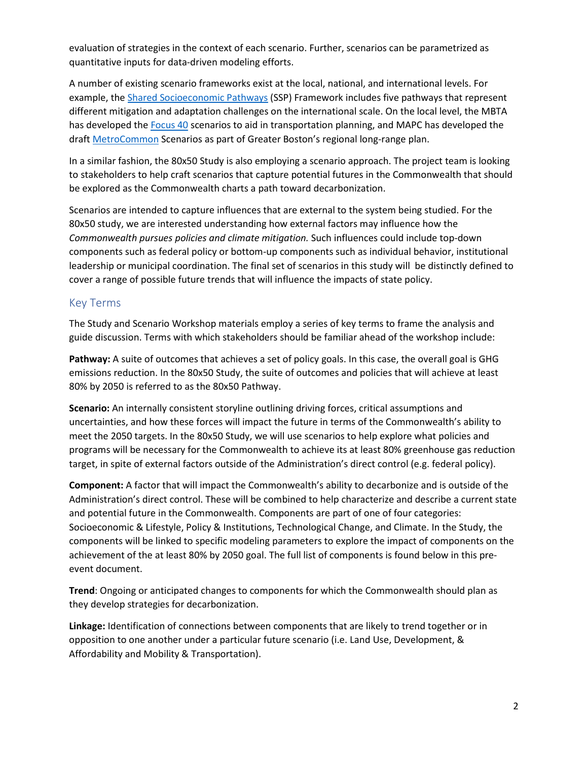evaluation of strategies in the context of each scenario. Further, scenarios can be parametrized as quantitative inputs for data-driven modeling efforts.

A number of existing scenario frameworks exist at the local, national, and international levels. For example, the Shared Socioeconomic Pathways (SSP) Framework includes five pathways that represent different mitigation and adaptation challenges on the international scale. On the local level, the MBTA has developed the Focus 40 scenarios to aid in transportation planning, and MAPC has developed the draft MetroCommon Scenarios as part of Greater Boston's regional long-range plan.

In a similar fashion, the 80x50 Study is also employing a scenario approach. The project team is looking to stakeholders to help craft scenarios that capture potential futures in the Commonwealth that should be explored as the Commonwealth charts a path toward decarbonization.

Scenarios are intended to capture influences that are external to the system being studied. For the 80x50 study, we are interested understanding how external factors may influence how the *Commonwealth pursues policies and climate mitigation.* Such influences could include top-down components such as federal policy or bottom-up components such as individual behavior, institutional leadership or municipal coordination. The final set of scenarios in this study will be distinctly defined to cover a range of possible future trends that will influence the impacts of state policy.

## Key Terms

The Study and Scenario Workshop materials employ a series of key terms to frame the analysis and guide discussion. Terms with which stakeholders should be familiar ahead of the workshop include:

**Pathway:** A suite of outcomes that achieves a set of policy goals. In this case, the overall goal is GHG emissions reduction. In the 80x50 Study, the suite of outcomes and policies that will achieve at least 80% by 2050 is referred to as the 80x50 Pathway.

**Scenario:** An internally consistent storyline outlining driving forces, critical assumptions and uncertainties, and how these forces will impact the future in terms of the Commonwealth's ability to meet the 2050 targets. In the 80x50 Study, we will use scenarios to help explore what policies and programs will be necessary for the Commonwealth to achieve its at least 80% greenhouse gas reduction target, in spite of external factors outside of the Administration's direct control (e.g. federal policy).

**Component:** A factor that will impact the Commonwealth's ability to decarbonize and is outside of the Administration's direct control. These will be combined to help characterize and describe a current state and potential future in the Commonwealth. Components are part of one of four categories: Socioeconomic & Lifestyle, Policy & Institutions, Technological Change, and Climate. In the Study, the components will be linked to specific modeling parameters to explore the impact of components on the achievement of the at least 80% by 2050 goal. The full list of components is found below in this pre-event document.

**Trend**: Ongoing or anticipated changes to components for which the Commonwealth should plan as they develop strategies for decarbonization.

**Linkage:** Identification of connections between components that are likely to trend together or in opposition to one another under a particular future scenario (i.e. Land Use, Development, & Affordability and Mobility & Transportation).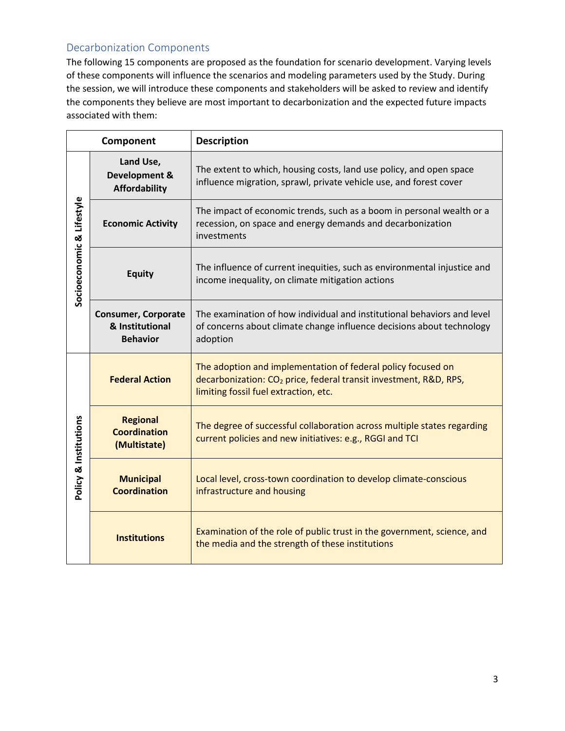## Decarbonization Components

The following 15 components are proposed as the foundation for scenario development. Varying levels of these components will influence the scenarios and modeling parameters used by the Study. During the session, we will introduce these components and stakeholders will be asked to review and identify the components they believe are most important to decarbonization and the expected future impacts associated with them:

| Component | | Description |
|---|---|---|
| Socioeconomic & Lifestyle | **Land Use, Development & Affordability** | The extent to which, housing costs, land use policy, and open space influence migration, sprawl, private vehicle use, and forest cover |
| | **Economic Activity** | The impact of economic trends, such as a boom in personal wealth or a recession, on space and energy demands and decarbonization investments |
| | **Equity** | The influence of current inequities, such as environmental injustice and income inequality, on climate mitigation actions |
| | **Consumer, Corporate & Institutional Behavior** | The examination of how individual and institutional behaviors and level of concerns about climate change influence decisions about technology adoption |
| Policy & Institutions | **Federal Action** | The adoption and implementation of federal policy focused on decarbonization: $CO_2$ price, federal transit investment, R&D, RPS, limiting fossil fuel extraction, etc. |
| | **Regional Coordination (Multistate)** | The degree of successful collaboration across multiple states regarding current policies and new initiatives: e.g., RGGI and TCI |
| | **Municipal Coordination** | Local level, cross-town coordination to develop climate-conscious infrastructure and housing |
| | **Institutions** | Examination of the role of public trust in the government, science, and the media and the strength of these institutions |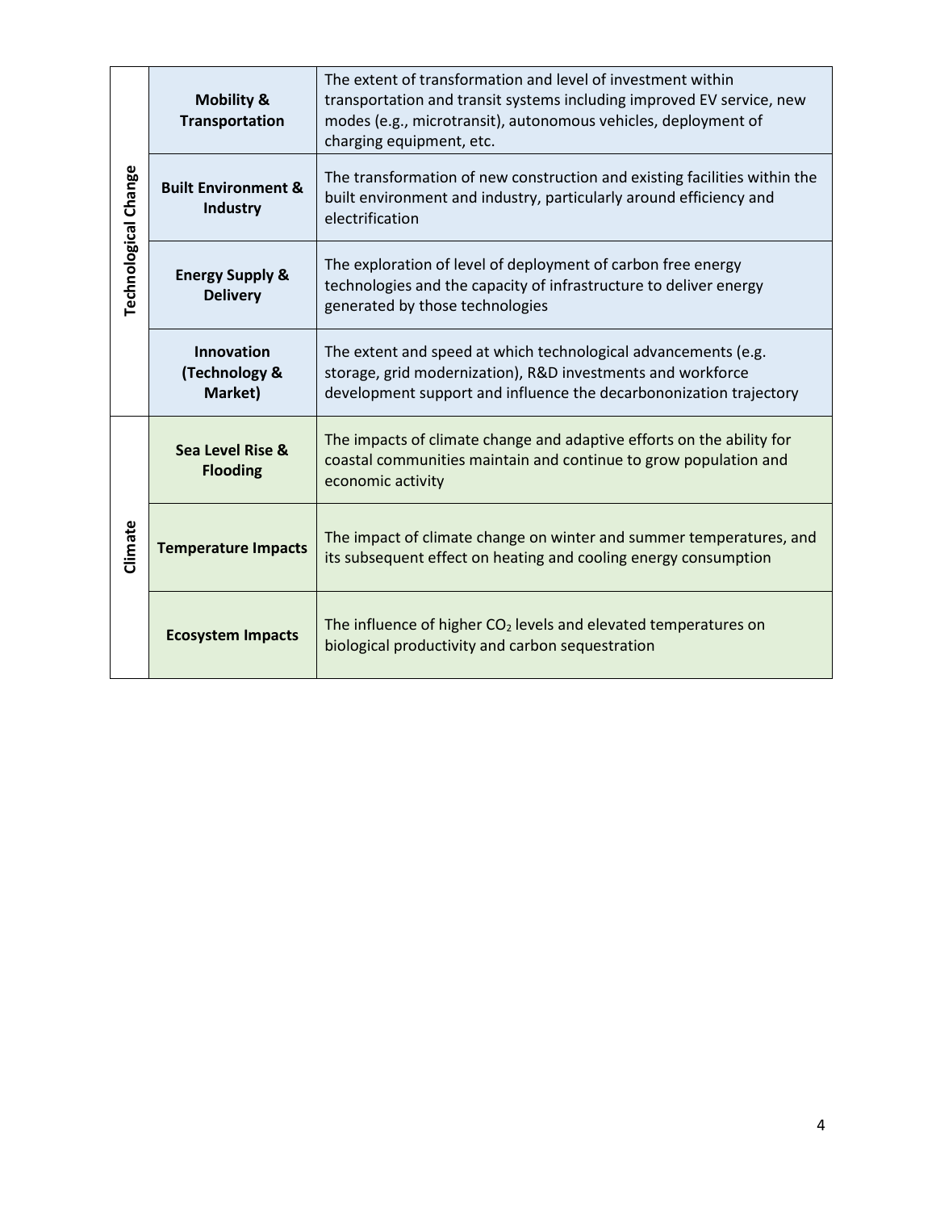| | | |
|---|---|---|
| **Technological Change** | **Mobility & Transportation** | The extent of transformation and level of investment within transportation and transit systems including improved EV service, new modes (e.g., microtransit), autonomous vehicles, deployment of charging equipment, etc. |
| | **Built Environment & Industry** | The transformation of new construction and existing facilities within the built environment and industry, particularly around efficiency and electrification |
| | **Energy Supply & Delivery** | The exploration of level of deployment of carbon free energy technologies and the capacity of infrastructure to deliver energy generated by those technologies |
| | **Innovation (Technology & Market)** | The extent and speed at which technological advancements (e.g. storage, grid modernization), R&D investments and workforce development support and influence the decarbononization trajectory |
| **Climate** | **Sea Level Rise & Flooding** | The impacts of climate change and adaptive efforts on the ability for coastal communities maintain and continue to grow population and economic activity |
| | **Temperature Impacts** | The impact of climate change on winter and summer temperatures, and its subsequent effect on heating and cooling energy consumption |
| | **Ecosystem Impacts** | The influence of higher $CO_2$ levels and elevated temperatures on biological productivity and carbon sequestration |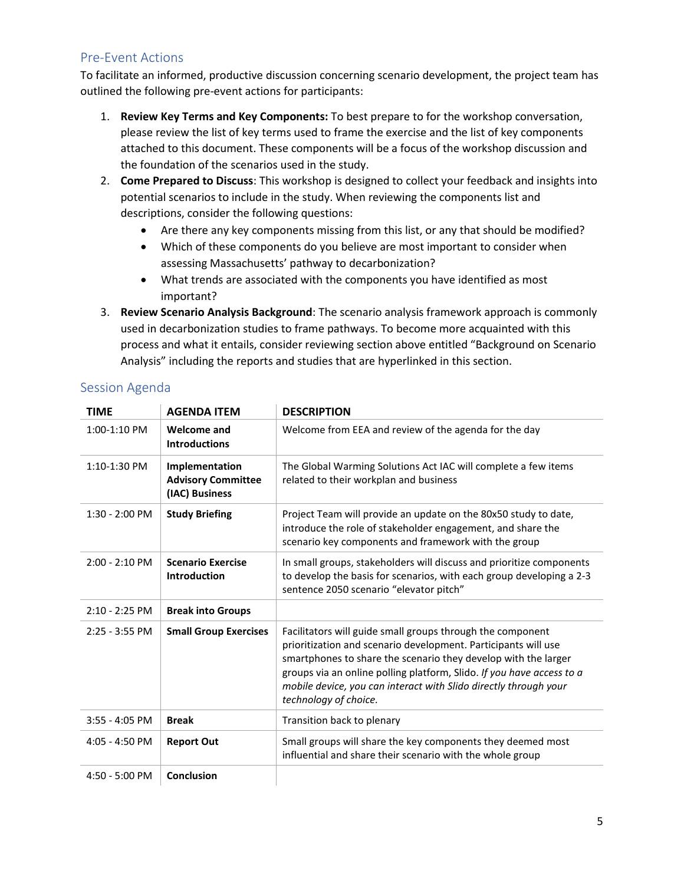## Pre-Event Actions

To facilitate an informed, productive discussion concerning scenario development, the project team has outlined the following pre-event actions for participants:

1. **Review Key Terms and Key Components:** To best prepare to for the workshop conversation, please review the list of key terms used to frame the exercise and the list of key components attached to this document. These components will be a focus of the workshop discussion and the foundation of the scenarios used in the study.
2. **Come Prepared to Discuss**: This workshop is designed to collect your feedback and insights into potential scenarios to include in the study. When reviewing the components list and descriptions, consider the following questions:
   - Are there any key components missing from this list, or any that should be modified?
   - Which of these components do you believe are most important to consider when assessing Massachusetts' pathway to decarbonization?
   - What trends are associated with the components you have identified as most important?
3. **Review Scenario Analysis Background**: The scenario analysis framework approach is commonly used in decarbonization studies to frame pathways. To become more acquainted with this process and what it entails, consider reviewing section above entitled "Background on Scenario Analysis" including the reports and studies that are hyperlinked in this section.

## Session Agenda

| TIME | AGENDA ITEM | DESCRIPTION |
| --- | --- | --- |
| 1:00-1:10 PM | **Welcome and Introductions** | Welcome from EEA and review of the agenda for the day |
| 1:10-1:30 PM | **Implementation Advisory Committee (IAC) Business** | The Global Warming Solutions Act IAC will complete a few items related to their workplan and business |
| 1:30 - 2:00 PM | **Study Briefing** | Project Team will provide an update on the 80x50 study to date, introduce the role of stakeholder engagement, and share the scenario key components and framework with the group |
| 2:00 - 2:10 PM | **Scenario Exercise Introduction** | In small groups, stakeholders will discuss and prioritize components to develop the basis for scenarios, with each group developing a 2-3 sentence 2050 scenario "elevator pitch" |
| 2:10 - 2:25 PM | **Break into Groups** | |
| 2:25 - 3:55 PM | **Small Group Exercises** | Facilitators will guide small groups through the component prioritization and scenario development. Participants will use smartphones to share the scenario they develop with the larger groups via an online polling platform, Slido. *If you have access to a mobile device, you can interact with Slido directly through your technology of choice.* |
| 3:55 - 4:05 PM | **Break** | Transition back to plenary |
| 4:05 - 4:50 PM | **Report Out** | Small groups will share the key components they deemed most influential and share their scenario with the whole group |
| 4:50 - 5:00 PM | **Conclusion** | |